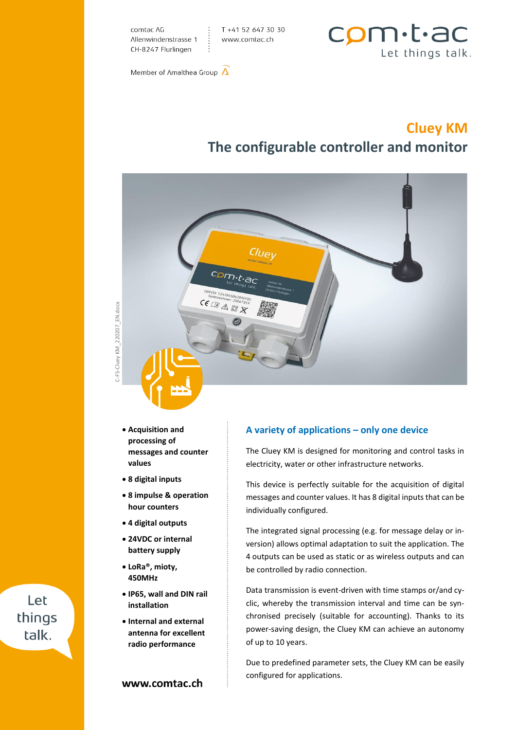comtac AG
Allenwindenstrasse 1
CH-8247 Flurlingen

T +41 52 647 30 30
www.comtac.ch

Member of Amalthea Group

# Cluey KM

## The configurable controller and monitor

- **Acquisition and processing of messages and counter values**
- **8 digital inputs**
- **8 impulse & operation hour counters**
- **4 digital outputs**
- **24VDC or internal battery supply**
- **LoRa®, mioty, 450MHz**
- **IP65, wall and DIN rail installation**
- **Internal and external antenna for excellent radio performance**

**www.comtac.ch**

### A variety of applications – only one device

The Cluey KM is designed for monitoring and control tasks in electricity, water or other infrastructure networks.

This device is perfectly suitable for the acquisition of digital messages and counter values. It has 8 digital inputs that can be individually configured.

The integrated signal processing (e.g. for message delay or inversion) allows optimal adaptation to suit the application. The 4 outputs can be used as static or as wireless outputs and can be controlled by radio connection.

Data transmission is event-driven with time stamps or/and cyclic, whereby the transmission interval and time can be synchronised precisely (suitable for accounting). Thanks to its power-saving design, the Cluey KM can achieve an autonomy of up to 10 years.

Due to predefined parameter sets, the Cluey KM can be easily configured for applications.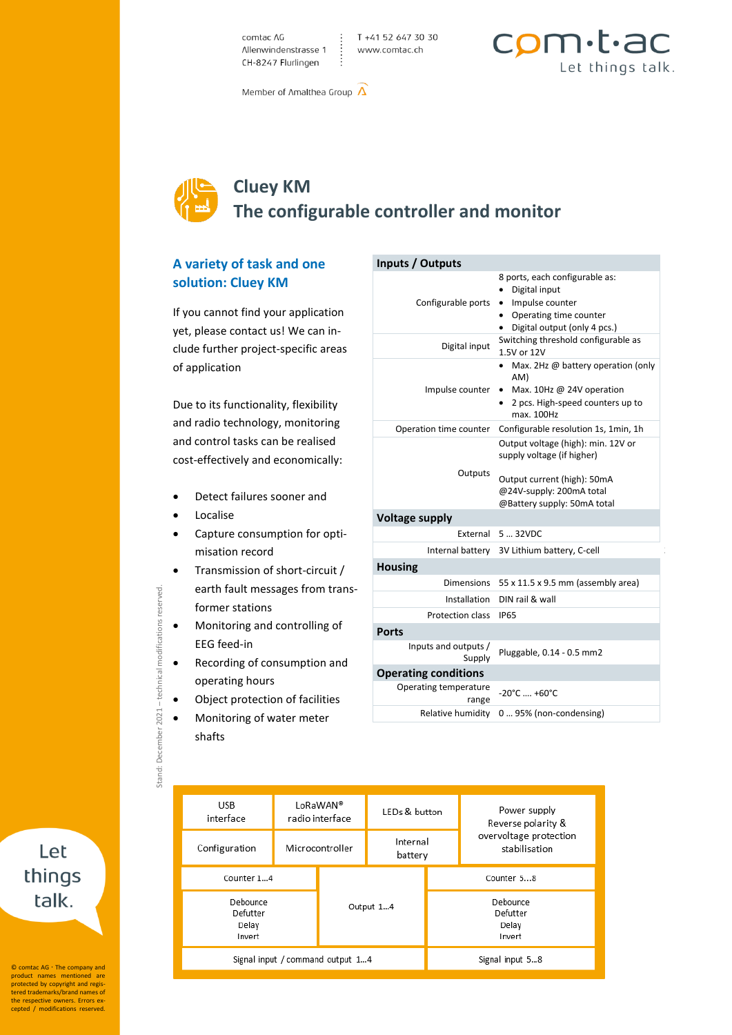# Cluey KM

# The configurable controller and monitor

## A variety of task and one solution: Cluey KM

If you cannot find your application yet, please contact us! We can include further project-specific areas of application

Due to its functionality, flexibility and radio technology, monitoring and control tasks can be realised cost-effectively and economically:

- Detect failures sooner and
- Localise
- Capture consumption for optimisation record
- Transmission of short-circuit / earth fault messages from transformer stations
- Monitoring and controlling of EEG feed-in
- Recording of consumption and operating hours
- Object protection of facilities
- Monitoring of water meter shafts

| | |
|---|---|
| **Inputs / Outputs** | |
| Configurable ports | 8 ports, each configurable as:<br>• Digital input<br>• Impulse counter<br>• Operating time counter<br>• Digital output (only 4 pcs.) |
| Digital input | Switching threshold configurable as 1.5V or 12V |
| Impulse counter | • Max. 2Hz @ battery operation (only AM)<br>• Max. 10Hz @ 24V operation<br>• 2 pcs. High-speed counters up to max. 100Hz |
| Operation time counter | Configurable resolution 1s, 1min, 1h |
| Outputs | Output voltage (high): min. 12V or supply voltage (if higher)<br><br>Output current (high): 50mA<br>@24V-supply: 200mA total<br>@Battery supply: 50mA total |
| **Voltage supply** | |
| External | 5 … 32VDC |
| Internal battery | 3V Lithium battery, C-cell |
| **Housing** | |
| Dimensions | 55 x 11.5 x 9.5 mm (assembly area) |
| Installation | DIN rail & wall |
| Protection class | IP65 |
| **Ports** | |
| Inputs and outputs / Supply | Pluggable, 0.14 - 0.5 mm2 |
| **Operating conditions** | |
| Operating temperature range | -20°C …. +60°C |
| Relative humidity | 0 … 95% (non-condensing) |

USB interface

LoRaWAN® radio interface

LEDs & button

Power supply Reverse polarity & overvoltage protection stabilisation

Configuration

Microcontroller

Internal battery

Counter 1…4

Output 1…4

Counter 5…8

Debounce Defutter Delay Invert

Debounce Defutter Delay Invert

Signal input / command output 1…4

Signal input 5…8